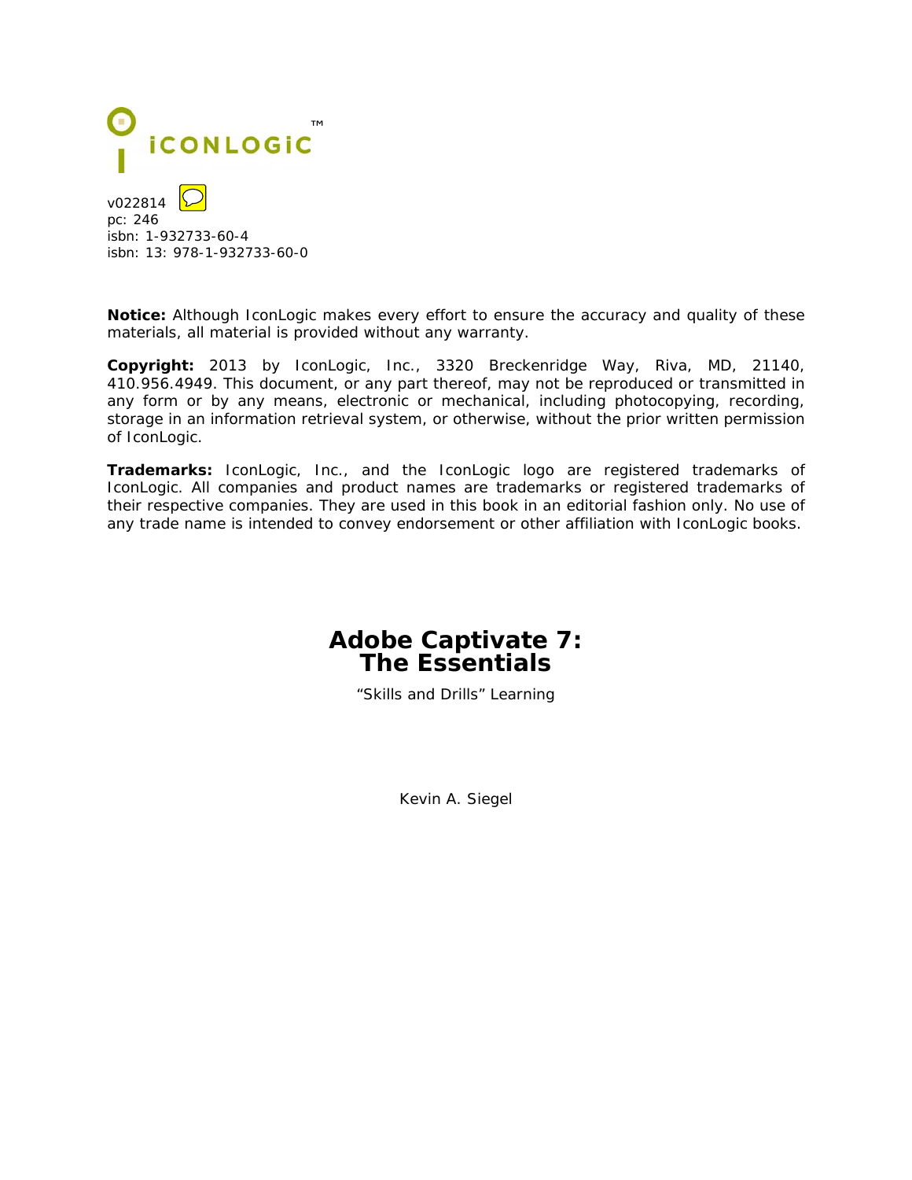ICONLOGIC™

v022814
pc: 246
isbn: 1-932733-60-4
isbn: 13: 978-1-932733-60-0

**Notice:** Although IconLogic makes every effort to ensure the accuracy and quality of these materials, all material is provided without any warranty.

**Copyright:** 2013 by IconLogic, Inc., 3320 Breckenridge Way, Riva, MD, 21140, 410.956.4949. This document, or any part thereof, may not be reproduced or transmitted in any form or by any means, electronic or mechanical, including photocopying, recording, storage in an information retrieval system, or otherwise, without the prior written permission of IconLogic.

**Trademarks:** IconLogic, Inc., and the IconLogic logo are registered trademarks of IconLogic. All companies and product names are trademarks or registered trademarks of their respective companies. They are used in this book in an editorial fashion only. No use of any trade name is intended to convey endorsement or other affiliation with IconLogic books.

# Adobe Captivate 7: The Essentials

"Skills and Drills" Learning

Kevin A. Siegel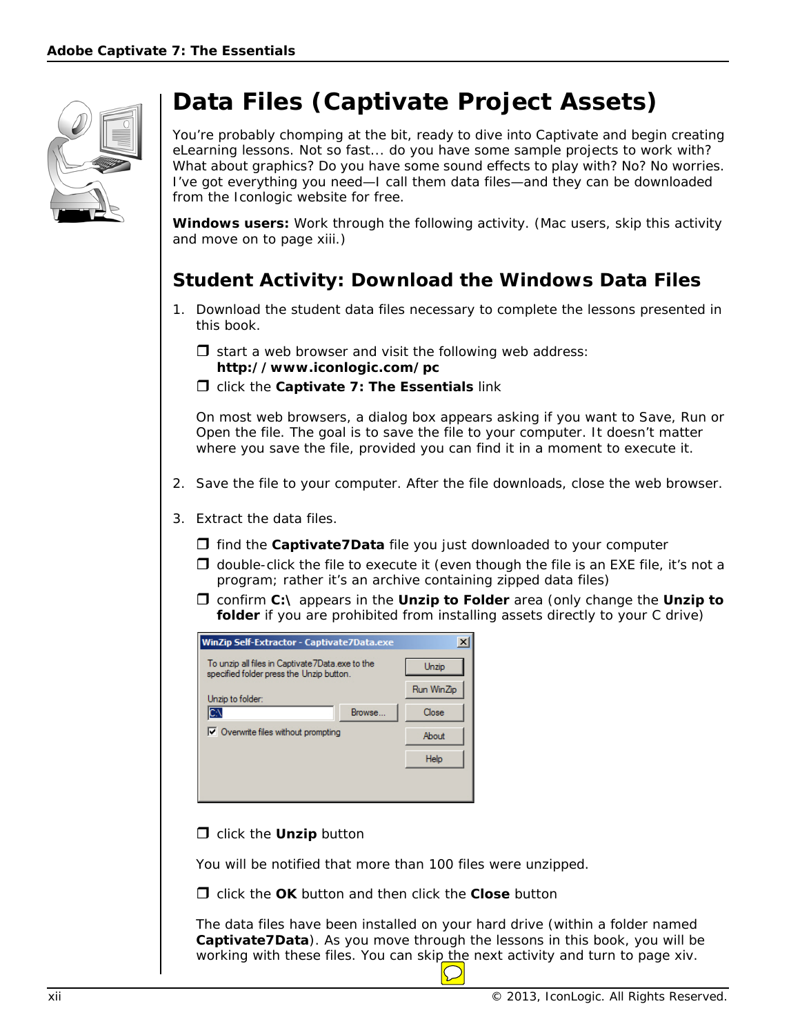# Data Files (Captivate Project Assets)

You're probably chomping at the bit, ready to dive into Captivate and begin creating eLearning lessons. Not so fast... do you have some sample projects to work with? What about graphics? Do you have some sound effects to play with? No? No worries. I've got everything you need—I call them data files—and they can be downloaded from the Iconlogic website for free.

**Windows users:** Work through the following activity. (Mac users, skip this activity and move on to page xiii.)

## Student Activity: Download the Windows Data Files

1. Download the student data files necessary to complete the lessons presented in this book.

   - ❒ start a web browser and visit the following web address: **http://www.iconlogic.com/pc**
   - ❒ click the **Captivate 7: The Essentials** link

   On most web browsers, a dialog box appears asking if you want to Save, Run or Open the file. The goal is to save the file to your computer. It doesn't matter where you save the file, provided you can find it in a moment to execute it.

2. Save the file to your computer. After the file downloads, close the web browser.

3. Extract the data files.

   - ❒ find the **Captivate7Data** file you just downloaded to your computer
   - ❒ double-click the file to execute it (even though the file is an EXE file, it's not a program; rather it's an archive containing zipped data files)
   - ❒ confirm **C:\\** appears in the **Unzip to Folder** area (only change the **Unzip to folder** if you are prohibited from installing assets directly to your C drive)

   WinZip Self-Extractor - Captivate7Data.exe

   To unzip all files in Captivate7Data.exe to the specified folder press the Unzip button.

   Unzip to folder: C:\ Browse...

   ☑ Overwrite files without prompting

   Unzip | Run WinZip | Close | About | Help

   - ❒ click the **Unzip** button

   You will be notified that more than 100 files were unzipped.

   - ❒ click the **OK** button and then click the **Close** button

   The data files have been installed on your hard drive (within a folder named **Captivate7Data**). As you move through the lessons in this book, you will be working with these files. You can skip the next activity and turn to page xiv.